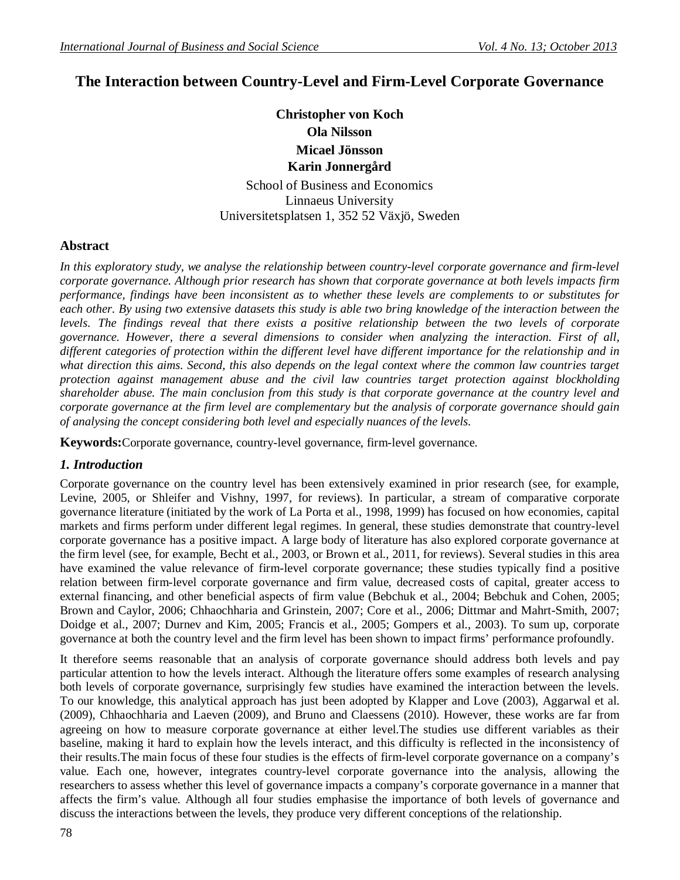# The Interaction between Country-Level and Firm-Level Corporate Governance

**Christopher von Koch**
**Ola Nilsson**
**Micael Jönsson**
**Karin Jonnergård**

School of Business and Economics
Linnaeus University
Universitetsplatsen 1, 352 52 Växjö, Sweden

## Abstract

*In this exploratory study, we analyse the relationship between country-level corporate governance and firm-level corporate governance. Although prior research has shown that corporate governance at both levels impacts firm performance, findings have been inconsistent as to whether these levels are complements to or substitutes for each other. By using two extensive datasets this study is able two bring knowledge of the interaction between the levels. The findings reveal that there exists a positive relationship between the two levels of corporate governance. However, there a several dimensions to consider when analyzing the interaction. First of all, different categories of protection within the different level have different importance for the relationship and in what direction this aims. Second, this also depends on the legal context where the common law countries target protection against management abuse and the civil law countries target protection against blockholding shareholder abuse. The main conclusion from this study is that corporate governance at the country level and corporate governance at the firm level are complementary but the analysis of corporate governance should gain of analysing the concept considering both level and especially nuances of the levels.*

**Keywords:**Corporate governance, country-level governance, firm-level governance.

## *1. Introduction*

Corporate governance on the country level has been extensively examined in prior research (see, for example, Levine, 2005, or Shleifer and Vishny, 1997, for reviews). In particular, a stream of comparative corporate governance literature (initiated by the work of La Porta et al., 1998, 1999) has focused on how economies, capital markets and firms perform under different legal regimes. In general, these studies demonstrate that country-level corporate governance has a positive impact. A large body of literature has also explored corporate governance at the firm level (see, for example, Becht et al., 2003, or Brown et al., 2011, for reviews). Several studies in this area have examined the value relevance of firm-level corporate governance; these studies typically find a positive relation between firm-level corporate governance and firm value, decreased costs of capital, greater access to external financing, and other beneficial aspects of firm value (Bebchuk et al., 2004; Bebchuk and Cohen, 2005; Brown and Caylor, 2006; Chhaochharia and Grinstein, 2007; Core et al., 2006; Dittmar and Mahrt-Smith, 2007; Doidge et al., 2007; Durnev and Kim, 2005; Francis et al., 2005; Gompers et al., 2003). To sum up, corporate governance at both the country level and the firm level has been shown to impact firms' performance profoundly.

It therefore seems reasonable that an analysis of corporate governance should address both levels and pay particular attention to how the levels interact. Although the literature offers some examples of research analysing both levels of corporate governance, surprisingly few studies have examined the interaction between the levels. To our knowledge, this analytical approach has just been adopted by Klapper and Love (2003), Aggarwal et al. (2009), Chhaochharia and Laeven (2009), and Bruno and Claessens (2010). However, these works are far from agreeing on how to measure corporate governance at either level.The studies use different variables as their baseline, making it hard to explain how the levels interact, and this difficulty is reflected in the inconsistency of their results.The main focus of these four studies is the effects of firm-level corporate governance on a company's value. Each one, however, integrates country-level corporate governance into the analysis, allowing the researchers to assess whether this level of governance impacts a company's corporate governance in a manner that affects the firm's value. Although all four studies emphasise the importance of both levels of governance and discuss the interactions between the levels, they produce very different conceptions of the relationship.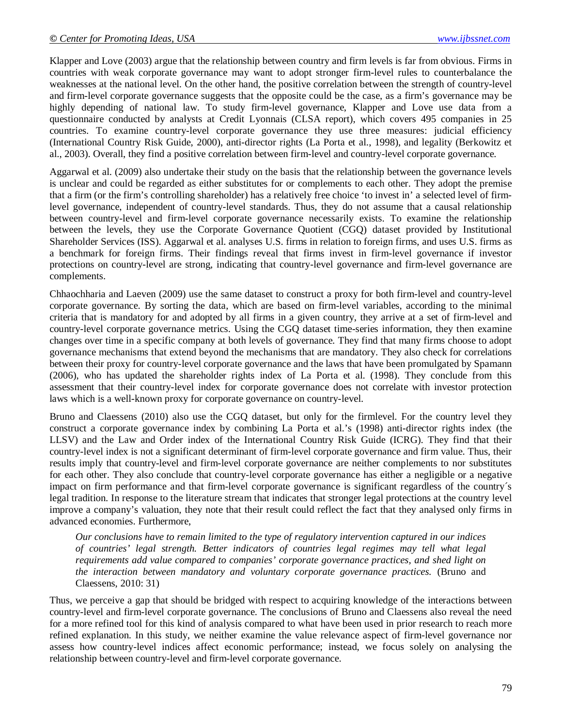Klapper and Love (2003) argue that the relationship between country and firm levels is far from obvious. Firms in countries with weak corporate governance may want to adopt stronger firm-level rules to counterbalance the weaknesses at the national level. On the other hand, the positive correlation between the strength of country-level and firm-level corporate governance suggests that the opposite could be the case, as a firm's governance may be highly depending of national law. To study firm-level governance, Klapper and Love use data from a questionnaire conducted by analysts at Credit Lyonnais (CLSA report), which covers 495 companies in 25 countries. To examine country-level corporate governance they use three measures: judicial efficiency (International Country Risk Guide, 2000), anti-director rights (La Porta et al., 1998), and legality (Berkowitz et al., 2003). Overall, they find a positive correlation between firm-level and country-level corporate governance.

Aggarwal et al. (2009) also undertake their study on the basis that the relationship between the governance levels is unclear and could be regarded as either substitutes for or complements to each other. They adopt the premise that a firm (or the firm's controlling shareholder) has a relatively free choice 'to invest in' a selected level of firm-level governance, independent of country-level standards. Thus, they do not assume that a causal relationship between country-level and firm-level corporate governance necessarily exists. To examine the relationship between the levels, they use the Corporate Governance Quotient (CGQ) dataset provided by Institutional Shareholder Services (ISS). Aggarwal et al. analyses U.S. firms in relation to foreign firms, and uses U.S. firms as a benchmark for foreign firms. Their findings reveal that firms invest in firm-level governance if investor protections on country-level are strong, indicating that country-level governance and firm-level governance are complements.

Chhaochharia and Laeven (2009) use the same dataset to construct a proxy for both firm-level and country-level corporate governance. By sorting the data, which are based on firm-level variables, according to the minimal criteria that is mandatory for and adopted by all firms in a given country, they arrive at a set of firm-level and country-level corporate governance metrics. Using the CGQ dataset time-series information, they then examine changes over time in a specific company at both levels of governance. They find that many firms choose to adopt governance mechanisms that extend beyond the mechanisms that are mandatory. They also check for correlations between their proxy for country-level corporate governance and the laws that have been promulgated by Spamann (2006), who has updated the shareholder rights index of La Porta et al. (1998). They conclude from this assessment that their country-level index for corporate governance does not correlate with investor protection laws which is a well-known proxy for corporate governance on country-level.

Bruno and Claessens (2010) also use the CGQ dataset, but only for the firmlevel. For the country level they construct a corporate governance index by combining La Porta et al.'s (1998) anti-director rights index (the LLSV) and the Law and Order index of the International Country Risk Guide (ICRG). They find that their country-level index is not a significant determinant of firm-level corporate governance and firm value. Thus, their results imply that country-level and firm-level corporate governance are neither complements to nor substitutes for each other. They also conclude that country-level corporate governance has either a negligible or a negative impact on firm performance and that firm-level corporate governance is significant regardless of the country´s legal tradition. In response to the literature stream that indicates that stronger legal protections at the country level improve a company's valuation, they note that their result could reflect the fact that they analysed only firms in advanced economies. Furthermore,

> *Our conclusions have to remain limited to the type of regulatory intervention captured in our indices of countries' legal strength. Better indicators of countries legal regimes may tell what legal requirements add value compared to companies' corporate governance practices, and shed light on the interaction between mandatory and voluntary corporate governance practices.* (Bruno and Claessens, 2010: 31)

Thus, we perceive a gap that should be bridged with respect to acquiring knowledge of the interactions between country-level and firm-level corporate governance. The conclusions of Bruno and Claessens also reveal the need for a more refined tool for this kind of analysis compared to what have been used in prior research to reach more refined explanation. In this study, we neither examine the value relevance aspect of firm-level governance nor assess how country-level indices affect economic performance; instead, we focus solely on analysing the relationship between country-level and firm-level corporate governance.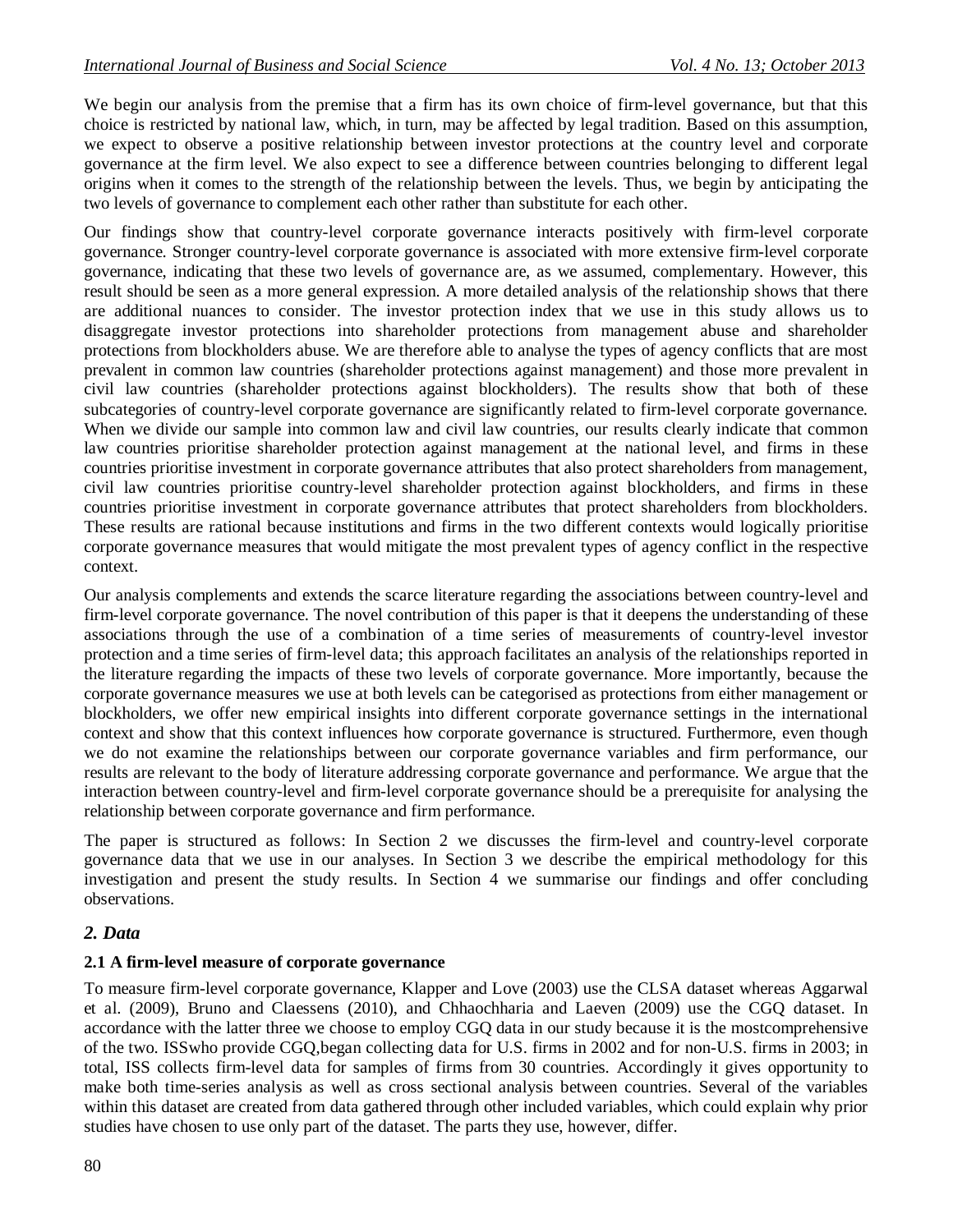We begin our analysis from the premise that a firm has its own choice of firm-level governance, but that this choice is restricted by national law, which, in turn, may be affected by legal tradition. Based on this assumption, we expect to observe a positive relationship between investor protections at the country level and corporate governance at the firm level. We also expect to see a difference between countries belonging to different legal origins when it comes to the strength of the relationship between the levels. Thus, we begin by anticipating the two levels of governance to complement each other rather than substitute for each other.

Our findings show that country-level corporate governance interacts positively with firm-level corporate governance. Stronger country-level corporate governance is associated with more extensive firm-level corporate governance, indicating that these two levels of governance are, as we assumed, complementary. However, this result should be seen as a more general expression. A more detailed analysis of the relationship shows that there are additional nuances to consider. The investor protection index that we use in this study allows us to disaggregate investor protections into shareholder protections from management abuse and shareholder protections from blockholders abuse. We are therefore able to analyse the types of agency conflicts that are most prevalent in common law countries (shareholder protections against management) and those more prevalent in civil law countries (shareholder protections against blockholders). The results show that both of these subcategories of country-level corporate governance are significantly related to firm-level corporate governance. When we divide our sample into common law and civil law countries, our results clearly indicate that common law countries prioritise shareholder protection against management at the national level, and firms in these countries prioritise investment in corporate governance attributes that also protect shareholders from management, civil law countries prioritise country-level shareholder protection against blockholders, and firms in these countries prioritise investment in corporate governance attributes that protect shareholders from blockholders. These results are rational because institutions and firms in the two different contexts would logically prioritise corporate governance measures that would mitigate the most prevalent types of agency conflict in the respective context.

Our analysis complements and extends the scarce literature regarding the associations between country-level and firm-level corporate governance. The novel contribution of this paper is that it deepens the understanding of these associations through the use of a combination of a time series of measurements of country-level investor protection and a time series of firm-level data; this approach facilitates an analysis of the relationships reported in the literature regarding the impacts of these two levels of corporate governance. More importantly, because the corporate governance measures we use at both levels can be categorised as protections from either management or blockholders, we offer new empirical insights into different corporate governance settings in the international context and show that this context influences how corporate governance is structured. Furthermore, even though we do not examine the relationships between our corporate governance variables and firm performance, our results are relevant to the body of literature addressing corporate governance and performance. We argue that the interaction between country-level and firm-level corporate governance should be a prerequisite for analysing the relationship between corporate governance and firm performance.

The paper is structured as follows: In Section 2 we discusses the firm-level and country-level corporate governance data that we use in our analyses. In Section 3 we describe the empirical methodology for this investigation and present the study results. In Section 4 we summarise our findings and offer concluding observations.

## *2. Data*

### 2.1 A firm-level measure of corporate governance

To measure firm-level corporate governance, Klapper and Love (2003) use the CLSA dataset whereas Aggarwal et al. (2009), Bruno and Claessens (2010), and Chhaochharia and Laeven (2009) use the CGQ dataset. In accordance with the latter three we choose to employ CGQ data in our study because it is the mostcomprehensive of the two. ISSwho provide CGQ,began collecting data for U.S. firms in 2002 and for non-U.S. firms in 2003; in total, ISS collects firm-level data for samples of firms from 30 countries. Accordingly it gives opportunity to make both time-series analysis as well as cross sectional analysis between countries. Several of the variables within this dataset are created from data gathered through other included variables, which could explain why prior studies have chosen to use only part of the dataset. The parts they use, however, differ.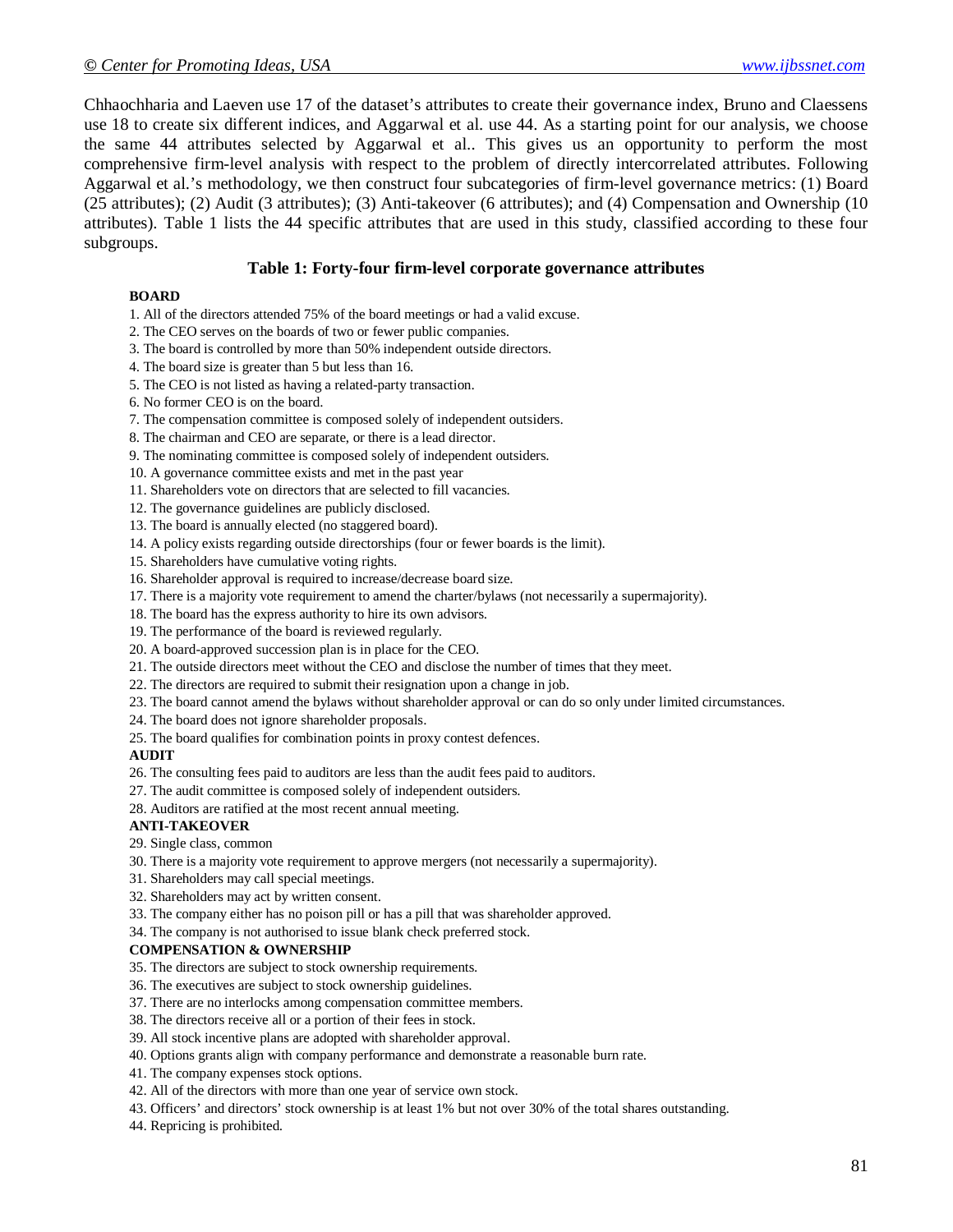Chhaochharia and Laeven use 17 of the dataset's attributes to create their governance index, Bruno and Claessens use 18 to create six different indices, and Aggarwal et al. use 44. As a starting point for our analysis, we choose the same 44 attributes selected by Aggarwal et al.. This gives us an opportunity to perform the most comprehensive firm-level analysis with respect to the problem of directly intercorrelated attributes. Following Aggarwal et al.'s methodology, we then construct four subcategories of firm-level governance metrics: (1) Board (25 attributes); (2) Audit (3 attributes); (3) Anti-takeover (6 attributes); and (4) Compensation and Ownership (10 attributes). Table 1 lists the 44 specific attributes that are used in this study, classified according to these four subgroups.

**Table 1: Forty-four firm-level corporate governance attributes**

**BOARD**

1. All of the directors attended 75% of the board meetings or had a valid excuse.
2. The CEO serves on the boards of two or fewer public companies.
3. The board is controlled by more than 50% independent outside directors.
4. The board size is greater than 5 but less than 16.
5. The CEO is not listed as having a related-party transaction.
6. No former CEO is on the board.
7. The compensation committee is composed solely of independent outsiders.
8. The chairman and CEO are separate, or there is a lead director.
9. The nominating committee is composed solely of independent outsiders.
10. A governance committee exists and met in the past year
11. Shareholders vote on directors that are selected to fill vacancies.
12. The governance guidelines are publicly disclosed.
13. The board is annually elected (no staggered board).
14. A policy exists regarding outside directorships (four or fewer boards is the limit).
15. Shareholders have cumulative voting rights.
16. Shareholder approval is required to increase/decrease board size.
17. There is a majority vote requirement to amend the charter/bylaws (not necessarily a supermajority).
18. The board has the express authority to hire its own advisors.
19. The performance of the board is reviewed regularly.
20. A board-approved succession plan is in place for the CEO.
21. The outside directors meet without the CEO and disclose the number of times that they meet.
22. The directors are required to submit their resignation upon a change in job.
23. The board cannot amend the bylaws without shareholder approval or can do so only under limited circumstances.
24. The board does not ignore shareholder proposals.
25. The board qualifies for combination points in proxy contest defences.

**AUDIT**

26. The consulting fees paid to auditors are less than the audit fees paid to auditors.
27. The audit committee is composed solely of independent outsiders.
28. Auditors are ratified at the most recent annual meeting.

**ANTI-TAKEOVER**

29. Single class, common
30. There is a majority vote requirement to approve mergers (not necessarily a supermajority).
31. Shareholders may call special meetings.
32. Shareholders may act by written consent.
33. The company either has no poison pill or has a pill that was shareholder approved.
34. The company is not authorised to issue blank check preferred stock.

**COMPENSATION & OWNERSHIP**

35. The directors are subject to stock ownership requirements.
36. The executives are subject to stock ownership guidelines.
37. There are no interlocks among compensation committee members.
38. The directors receive all or a portion of their fees in stock.
39. All stock incentive plans are adopted with shareholder approval.
40. Options grants align with company performance and demonstrate a reasonable burn rate.
41. The company expenses stock options.
42. All of the directors with more than one year of service own stock.
43. Officers' and directors' stock ownership is at least 1% but not over 30% of the total shares outstanding.
44. Repricing is prohibited.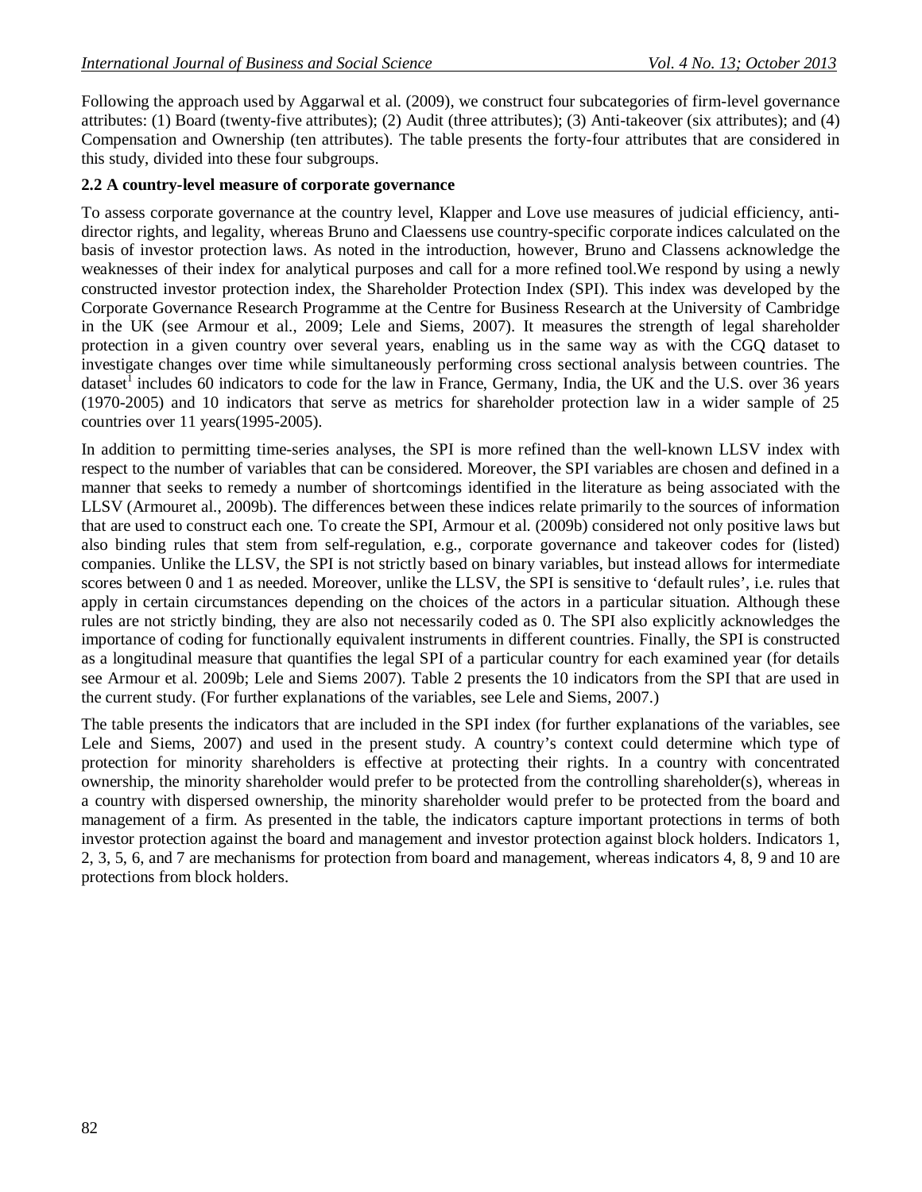Following the approach used by Aggarwal et al. (2009), we construct four subcategories of firm-level governance attributes: (1) Board (twenty-five attributes); (2) Audit (three attributes); (3) Anti-takeover (six attributes); and (4) Compensation and Ownership (ten attributes). The table presents the forty-four attributes that are considered in this study, divided into these four subgroups.

### 2.2 A country-level measure of corporate governance

To assess corporate governance at the country level, Klapper and Love use measures of judicial efficiency, anti-director rights, and legality, whereas Bruno and Claessens use country-specific corporate indices calculated on the basis of investor protection laws. As noted in the introduction, however, Bruno and Classens acknowledge the weaknesses of their index for analytical purposes and call for a more refined tool.We respond by using a newly constructed investor protection index, the Shareholder Protection Index (SPI). This index was developed by the Corporate Governance Research Programme at the Centre for Business Research at the University of Cambridge in the UK (see Armour et al., 2009; Lele and Siems, 2007). It measures the strength of legal shareholder protection in a given country over several years, enabling us in the same way as with the CGQ dataset to investigate changes over time while simultaneously performing cross sectional analysis between countries. The dataset[1] includes 60 indicators to code for the law in France, Germany, India, the UK and the U.S. over 36 years (1970-2005) and 10 indicators that serve as metrics for shareholder protection law in a wider sample of 25 countries over 11 years(1995-2005).

In addition to permitting time-series analyses, the SPI is more refined than the well-known LLSV index with respect to the number of variables that can be considered. Moreover, the SPI variables are chosen and defined in a manner that seeks to remedy a number of shortcomings identified in the literature as being associated with the LLSV (Armouret al., 2009b). The differences between these indices relate primarily to the sources of information that are used to construct each one. To create the SPI, Armour et al. (2009b) considered not only positive laws but also binding rules that stem from self-regulation, e.g., corporate governance and takeover codes for (listed) companies. Unlike the LLSV, the SPI is not strictly based on binary variables, but instead allows for intermediate scores between 0 and 1 as needed. Moreover, unlike the LLSV, the SPI is sensitive to 'default rules', i.e. rules that apply in certain circumstances depending on the choices of the actors in a particular situation. Although these rules are not strictly binding, they are also not necessarily coded as 0. The SPI also explicitly acknowledges the importance of coding for functionally equivalent instruments in different countries. Finally, the SPI is constructed as a longitudinal measure that quantifies the legal SPI of a particular country for each examined year (for details see Armour et al. 2009b; Lele and Siems 2007). Table 2 presents the 10 indicators from the SPI that are used in the current study. (For further explanations of the variables, see Lele and Siems, 2007.)

The table presents the indicators that are included in the SPI index (for further explanations of the variables, see Lele and Siems, 2007) and used in the present study. A country's context could determine which type of protection for minority shareholders is effective at protecting their rights. In a country with concentrated ownership, the minority shareholder would prefer to be protected from the controlling shareholder(s), whereas in a country with dispersed ownership, the minority shareholder would prefer to be protected from the board and management of a firm. As presented in the table, the indicators capture important protections in terms of both investor protection against the board and management and investor protection against block holders. Indicators 1, 2, 3, 5, 6, and 7 are mechanisms for protection from board and management, whereas indicators 4, 8, 9 and 10 are protections from block holders.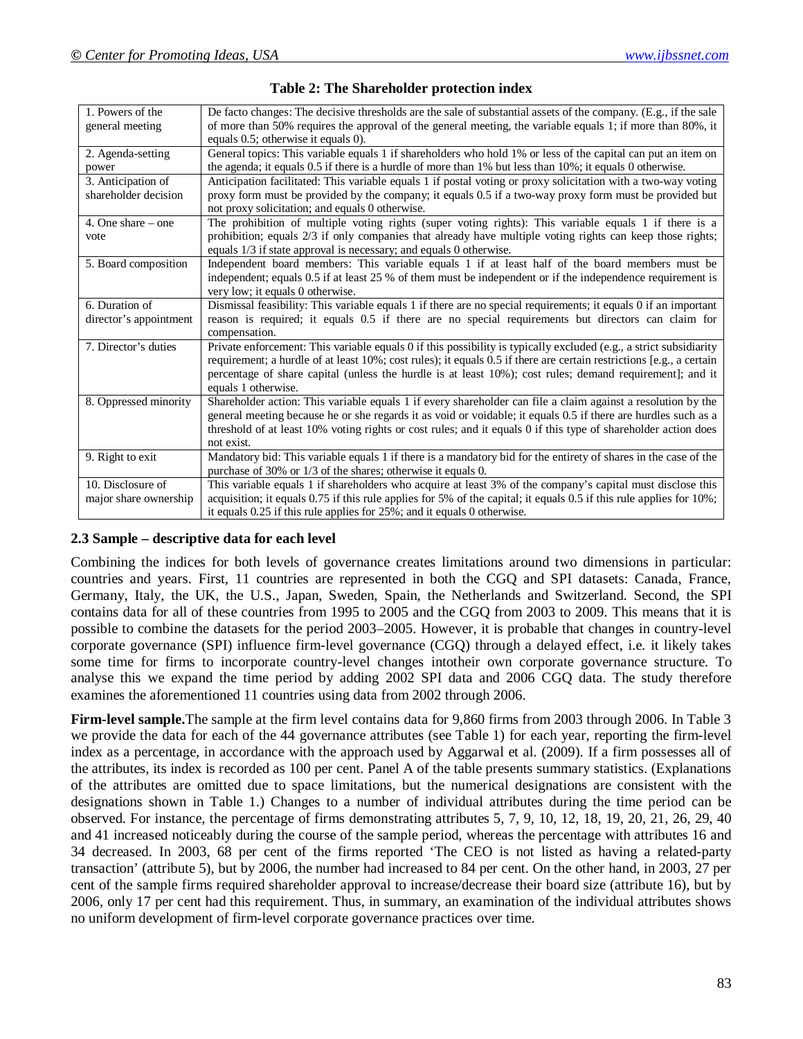**Table 2: The Shareholder protection index**

| | |
|---|---|
| 1. Powers of the general meeting | De facto changes: The decisive thresholds are the sale of substantial assets of the company. (E.g., if the sale of more than 50% requires the approval of the general meeting, the variable equals 1; if more than 80%, it equals 0.5; otherwise it equals 0). |
| 2. Agenda-setting power | General topics: This variable equals 1 if shareholders who hold 1% or less of the capital can put an item on the agenda; it equals 0.5 if there is a hurdle of more than 1% but less than 10%; it equals 0 otherwise. |
| 3. Anticipation of shareholder decision | Anticipation facilitated: This variable equals 1 if postal voting or proxy solicitation with a two-way voting proxy form must be provided by the company; it equals 0.5 if a two-way proxy form must be provided but not proxy solicitation; and equals 0 otherwise. |
| 4. One share – one vote | The prohibition of multiple voting rights (super voting rights): This variable equals 1 if there is a prohibition; equals 2/3 if only companies that already have multiple voting rights can keep those rights; equals 1/3 if state approval is necessary; and equals 0 otherwise. |
| 5. Board composition | Independent board members: This variable equals 1 if at least half of the board members must be independent; equals 0.5 if at least 25 % of them must be independent or if the independence requirement is very low; it equals 0 otherwise. |
| 6. Duration of director's appointment | Dismissal feasibility: This variable equals 1 if there are no special requirements; it equals 0 if an important reason is required; it equals 0.5 if there are no special requirements but directors can claim for compensation. |
| 7. Director's duties | Private enforcement: This variable equals 0 if this possibility is typically excluded (e.g., a strict subsidiarity requirement; a hurdle of at least 10%; cost rules); it equals 0.5 if there are certain restrictions [e.g., a certain percentage of share capital (unless the hurdle is at least 10%); cost rules; demand requirement]; and it equals 1 otherwise. |
| 8. Oppressed minority | Shareholder action: This variable equals 1 if every shareholder can file a claim against a resolution by the general meeting because he or she regards it as void or voidable; it equals 0.5 if there are hurdles such as a threshold of at least 10% voting rights or cost rules; and it equals 0 if this type of shareholder action does not exist. |
| 9. Right to exit | Mandatory bid: This variable equals 1 if there is a mandatory bid for the entirety of shares in the case of the purchase of 30% or 1/3 of the shares; otherwise it equals 0. |
| 10. Disclosure of major share ownership | This variable equals 1 if shareholders who acquire at least 3% of the company's capital must disclose this acquisition; it equals 0.75 if this rule applies for 5% of the capital; it equals 0.5 if this rule applies for 10%; it equals 0.25 if this rule applies for 25%; and it equals 0 otherwise. |

### 2.3 Sample – descriptive data for each level

Combining the indices for both levels of governance creates limitations around two dimensions in particular: countries and years. First, 11 countries are represented in both the CGQ and SPI datasets: Canada, France, Germany, Italy, the UK, the U.S., Japan, Sweden, Spain, the Netherlands and Switzerland. Second, the SPI contains data for all of these countries from 1995 to 2005 and the CGQ from 2003 to 2009. This means that it is possible to combine the datasets for the period 2003–2005. However, it is probable that changes in country-level corporate governance (SPI) influence firm-level governance (CGQ) through a delayed effect, i.e. it likely takes some time for firms to incorporate country-level changes intotheir own corporate governance structure. To analyse this we expand the time period by adding 2002 SPI data and 2006 CGQ data. The study therefore examines the aforementioned 11 countries using data from 2002 through 2006.

**Firm-level sample.**The sample at the firm level contains data for 9,860 firms from 2003 through 2006. In Table 3 we provide the data for each of the 44 governance attributes (see Table 1) for each year, reporting the firm-level index as a percentage, in accordance with the approach used by Aggarwal et al. (2009). If a firm possesses all of the attributes, its index is recorded as 100 per cent. Panel A of the table presents summary statistics. (Explanations of the attributes are omitted due to space limitations, but the numerical designations are consistent with the designations shown in Table 1.) Changes to a number of individual attributes during the time period can be observed. For instance, the percentage of firms demonstrating attributes 5, 7, 9, 10, 12, 18, 19, 20, 21, 26, 29, 40 and 41 increased noticeably during the course of the sample period, whereas the percentage with attributes 16 and 34 decreased. In 2003, 68 per cent of the firms reported 'The CEO is not listed as having a related-party transaction' (attribute 5), but by 2006, the number had increased to 84 per cent. On the other hand, in 2003, 27 per cent of the sample firms required shareholder approval to increase/decrease their board size (attribute 16), but by 2006, only 17 per cent had this requirement. Thus, in summary, an examination of the individual attributes shows no uniform development of firm-level corporate governance practices over time.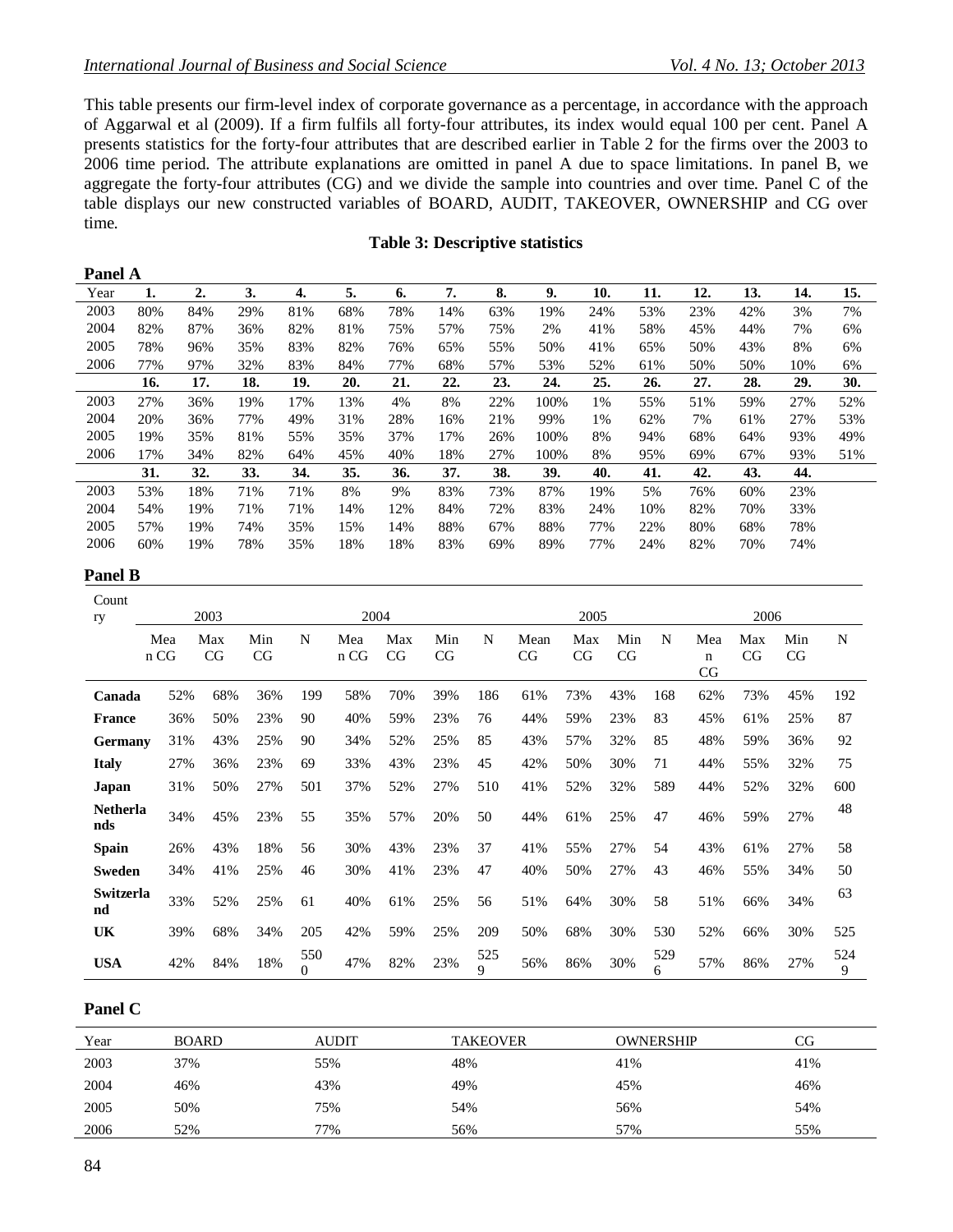This table presents our firm-level index of corporate governance as a percentage, in accordance with the approach of Aggarwal et al (2009). If a firm fulfils all forty-four attributes, its index would equal 100 per cent. Panel A presents statistics for the forty-four attributes that are described earlier in Table 2 for the firms over the 2003 to 2006 time period. The attribute explanations are omitted in panel A due to space limitations. In panel B, we aggregate the forty-four attributes (CG) and we divide the sample into countries and over time. Panel C of the table displays our new constructed variables of BOARD, AUDIT, TAKEOVER, OWNERSHIP and CG over time.

**Table 3: Descriptive statistics**

**Panel A**

| Year | 1. | 2. | 3. | 4. | 5. | 6. | 7. | 8. | 9. | 10. | 11. | 12. | 13. | 14. | 15. |
|---|---|---|---|---|---|---|---|---|---|---|---|---|---|---|---|
| 2003 | 80% | 84% | 29% | 81% | 68% | 78% | 14% | 63% | 19% | 24% | 53% | 23% | 42% | 3% | 7% |
| 2004 | 82% | 87% | 36% | 82% | 81% | 75% | 57% | 75% | 2% | 41% | 58% | 45% | 44% | 7% | 6% |
| 2005 | 78% | 96% | 35% | 83% | 82% | 76% | 65% | 55% | 50% | 41% | 65% | 50% | 43% | 8% | 6% |
| 2006 | 77% | 97% | 32% | 83% | 84% | 77% | 68% | 57% | 53% | 52% | 61% | 50% | 50% | 10% | 6% |
| | **16.** | **17.** | **18.** | **19.** | **20.** | **21.** | **22.** | **23.** | **24.** | **25.** | **26.** | **27.** | **28.** | **29.** | **30.** |
| 2003 | 27% | 36% | 19% | 17% | 13% | 4% | 8% | 22% | 100% | 1% | 55% | 51% | 59% | 27% | 52% |
| 2004 | 20% | 36% | 77% | 49% | 31% | 28% | 16% | 21% | 99% | 1% | 62% | 7% | 61% | 27% | 53% |
| 2005 | 19% | 35% | 81% | 55% | 35% | 37% | 17% | 26% | 100% | 8% | 94% | 68% | 64% | 93% | 49% |
| 2006 | 17% | 34% | 82% | 64% | 45% | 40% | 18% | 27% | 100% | 8% | 95% | 69% | 67% | 93% | 51% |
| | **31.** | **32.** | **33.** | **34.** | **35.** | **36.** | **37.** | **38.** | **39.** | **40.** | **41.** | **42.** | **43.** | **44.** | |
| 2003 | 53% | 18% | 71% | 71% | 8% | 9% | 83% | 73% | 87% | 19% | 5% | 76% | 60% | 23% | |
| 2004 | 54% | 19% | 71% | 71% | 14% | 12% | 84% | 72% | 83% | 24% | 10% | 82% | 70% | 33% | |
| 2005 | 57% | 19% | 74% | 35% | 15% | 14% | 88% | 67% | 88% | 77% | 22% | 80% | 68% | 78% | |
| 2006 | 60% | 19% | 78% | 35% | 18% | 18% | 83% | 69% | 89% | 77% | 24% | 82% | 70% | 74% | |

**Panel B**

| Country | 2003 | | | | 2004 | | | | 2005 | | | | 2006 | | | |
|---|---|---|---|---|---|---|---|---|---|---|---|---|---|---|---|---|
| | Mean CG | Max CG | Min CG | N | Mean CG | Max CG | Min CG | N | Mean CG | Max CG | Min CG | N | Mean CG | Max CG | Min CG | N |
| **Canada** | 52% | 68% | 36% | 199 | 58% | 70% | 39% | 186 | 61% | 73% | 43% | 168 | 62% | 73% | 45% | 192 |
| **France** | 36% | 50% | 23% | 90 | 40% | 59% | 23% | 76 | 44% | 59% | 23% | 83 | 45% | 61% | 25% | 87 |
| **Germany** | 31% | 43% | 25% | 90 | 34% | 52% | 25% | 85 | 43% | 57% | 32% | 85 | 48% | 59% | 36% | 92 |
| **Italy** | 27% | 36% | 23% | 69 | 33% | 43% | 23% | 45 | 42% | 50% | 30% | 71 | 44% | 55% | 32% | 75 |
| **Japan** | 31% | 50% | 27% | 501 | 37% | 52% | 27% | 510 | 41% | 52% | 32% | 589 | 44% | 52% | 32% | 600 |
| **Netherlands** | 34% | 45% | 23% | 55 | 35% | 57% | 20% | 50 | 44% | 61% | 25% | 47 | 46% | 59% | 27% | 48 |
| **Spain** | 26% | 43% | 18% | 56 | 30% | 43% | 23% | 37 | 41% | 55% | 27% | 54 | 43% | 61% | 27% | 58 |
| **Sweden** | 34% | 41% | 25% | 46 | 30% | 41% | 23% | 47 | 40% | 50% | 27% | 43 | 46% | 55% | 34% | 50 |
| **Switzerland** | 33% | 52% | 25% | 61 | 40% | 61% | 25% | 56 | 51% | 64% | 30% | 58 | 51% | 66% | 34% | 63 |
| **UK** | 39% | 68% | 34% | 205 | 42% | 59% | 25% | 209 | 50% | 68% | 30% | 530 | 52% | 66% | 30% | 525 |
| **USA** | 42% | 84% | 18% | 5500 | 47% | 82% | 23% | 5259 | 56% | 86% | 30% | 5296 | 57% | 86% | 27% | 5249 |

**Panel C**

| Year | BOARD | AUDIT | TAKEOVER | OWNERSHIP | CG |
|---|---|---|---|---|---|
| 2003 | 37% | 55% | 48% | 41% | 41% |
| 2004 | 46% | 43% | 49% | 45% | 46% |
| 2005 | 50% | 75% | 54% | 56% | 54% |
| 2006 | 52% | 77% | 56% | 57% | 55% |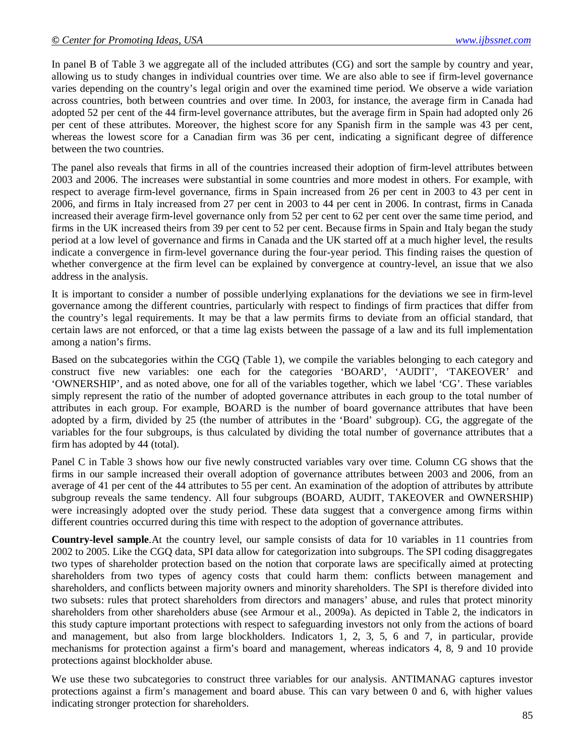In panel B of Table 3 we aggregate all of the included attributes (CG) and sort the sample by country and year, allowing us to study changes in individual countries over time. We are also able to see if firm-level governance varies depending on the country's legal origin and over the examined time period. We observe a wide variation across countries, both between countries and over time. In 2003, for instance, the average firm in Canada had adopted 52 per cent of the 44 firm-level governance attributes, but the average firm in Spain had adopted only 26 per cent of these attributes. Moreover, the highest score for any Spanish firm in the sample was 43 per cent, whereas the lowest score for a Canadian firm was 36 per cent, indicating a significant degree of difference between the two countries.

The panel also reveals that firms in all of the countries increased their adoption of firm-level attributes between 2003 and 2006. The increases were substantial in some countries and more modest in others. For example, with respect to average firm-level governance, firms in Spain increased from 26 per cent in 2003 to 43 per cent in 2006, and firms in Italy increased from 27 per cent in 2003 to 44 per cent in 2006. In contrast, firms in Canada increased their average firm-level governance only from 52 per cent to 62 per cent over the same time period, and firms in the UK increased theirs from 39 per cent to 52 per cent. Because firms in Spain and Italy began the study period at a low level of governance and firms in Canada and the UK started off at a much higher level, the results indicate a convergence in firm-level governance during the four-year period. This finding raises the question of whether convergence at the firm level can be explained by convergence at country-level, an issue that we also address in the analysis.

It is important to consider a number of possible underlying explanations for the deviations we see in firm-level governance among the different countries, particularly with respect to findings of firm practices that differ from the country's legal requirements. It may be that a law permits firms to deviate from an official standard, that certain laws are not enforced, or that a time lag exists between the passage of a law and its full implementation among a nation's firms.

Based on the subcategories within the CGQ (Table 1), we compile the variables belonging to each category and construct five new variables: one each for the categories 'BOARD', 'AUDIT', 'TAKEOVER' and 'OWNERSHIP', and as noted above, one for all of the variables together, which we label 'CG'. These variables simply represent the ratio of the number of adopted governance attributes in each group to the total number of attributes in each group. For example, BOARD is the number of board governance attributes that have been adopted by a firm, divided by 25 (the number of attributes in the 'Board' subgroup). CG, the aggregate of the variables for the four subgroups, is thus calculated by dividing the total number of governance attributes that a firm has adopted by 44 (total).

Panel C in Table 3 shows how our five newly constructed variables vary over time. Column CG shows that the firms in our sample increased their overall adoption of governance attributes between 2003 and 2006, from an average of 41 per cent of the 44 attributes to 55 per cent. An examination of the adoption of attributes by attribute subgroup reveals the same tendency. All four subgroups (BOARD, AUDIT, TAKEOVER and OWNERSHIP) were increasingly adopted over the study period. These data suggest that a convergence among firms within different countries occurred during this time with respect to the adoption of governance attributes.

**Country-level sample**.At the country level, our sample consists of data for 10 variables in 11 countries from 2002 to 2005. Like the CGQ data, SPI data allow for categorization into subgroups. The SPI coding disaggregates two types of shareholder protection based on the notion that corporate laws are specifically aimed at protecting shareholders from two types of agency costs that could harm them: conflicts between management and shareholders, and conflicts between majority owners and minority shareholders. The SPI is therefore divided into two subsets: rules that protect shareholders from directors and managers' abuse, and rules that protect minority shareholders from other shareholders abuse (see Armour et al., 2009a). As depicted in Table 2, the indicators in this study capture important protections with respect to safeguarding investors not only from the actions of board and management, but also from large blockholders. Indicators 1, 2, 3, 5, 6 and 7, in particular, provide mechanisms for protection against a firm's board and management, whereas indicators 4, 8, 9 and 10 provide protections against blockholder abuse.

We use these two subcategories to construct three variables for our analysis. ANTIMANAG captures investor protections against a firm's management and board abuse. This can vary between 0 and 6, with higher values indicating stronger protection for shareholders.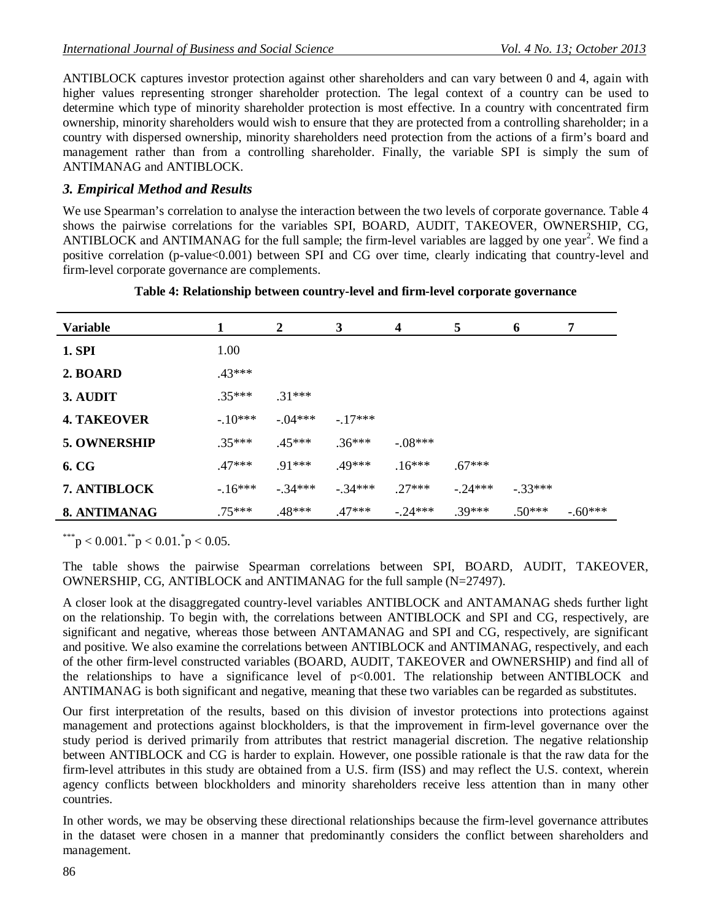ANTIBLOCK captures investor protection against other shareholders and can vary between 0 and 4, again with higher values representing stronger shareholder protection. The legal context of a country can be used to determine which type of minority shareholder protection is most effective. In a country with concentrated firm ownership, minority shareholders would wish to ensure that they are protected from a controlling shareholder; in a country with dispersed ownership, minority shareholders need protection from the actions of a firm's board and management rather than from a controlling shareholder. Finally, the variable SPI is simply the sum of ANTIMANAG and ANTIBLOCK.

### *3. Empirical Method and Results*

We use Spearman's correlation to analyse the interaction between the two levels of corporate governance. Table 4 shows the pairwise correlations for the variables SPI, BOARD, AUDIT, TAKEOVER, OWNERSHIP, CG, ANTIBLOCK and ANTIMANAG for the full sample; the firm-level variables are lagged by one year[2]. We find a positive correlation (p-value<0.001) between SPI and CG over time, clearly indicating that country-level and firm-level corporate governance are complements.

**Table 4: Relationship between country-level and firm-level corporate governance**

| Variable | 1 | 2 | 3 | 4 | 5 | 6 | 7 |
|---|---|---|---|---|---|---|---|
| **1. SPI** | 1.00 | | | | | | |
| **2. BOARD** | .43*** | | | | | | |
| **3. AUDIT** | .35*** | .31*** | | | | | |
| **4. TAKEOVER** | -.10*** | -.04*** | -.17*** | | | | |
| **5. OWNERSHIP** | .35*** | .45*** | .36*** | -.08*** | | | |
| **6. CG** | .47*** | .91*** | .49*** | .16*** | .67*** | | |
| **7. ANTIBLOCK** | -.16*** | -.34*** | -.34*** | .27*** | -.24*** | -.33*** | |
| **8. ANTIMANAG** | .75*** | .48*** | .47*** | -.24*** | .39*** | .50*** | -.60*** |

***p < 0.001. **p < 0.01. *p < 0.05.

The table shows the pairwise Spearman correlations between SPI, BOARD, AUDIT, TAKEOVER, OWNERSHIP, CG, ANTIBLOCK and ANTIMANAG for the full sample (N=27497).

A closer look at the disaggregated country-level variables ANTIBLOCK and ANTAMANAG sheds further light on the relationship. To begin with, the correlations between ANTIBLOCK and SPI and CG, respectively, are significant and negative, whereas those between ANTAMANAG and SPI and CG, respectively, are significant and positive. We also examine the correlations between ANTIBLOCK and ANTIMANAG, respectively, and each of the other firm-level constructed variables (BOARD, AUDIT, TAKEOVER and OWNERSHIP) and find all of the relationships to have a significance level of p<0.001. The relationship between ANTIBLOCK and ANTIMANAG is both significant and negative, meaning that these two variables can be regarded as substitutes.

Our first interpretation of the results, based on this division of investor protections into protections against management and protections against blockholders, is that the improvement in firm-level governance over the study period is derived primarily from attributes that restrict managerial discretion. The negative relationship between ANTIBLOCK and CG is harder to explain. However, one possible rationale is that the raw data for the firm-level attributes in this study are obtained from a U.S. firm (ISS) and may reflect the U.S. context, wherein agency conflicts between blockholders and minority shareholders receive less attention than in many other countries.

In other words, we may be observing these directional relationships because the firm-level governance attributes in the dataset were chosen in a manner that predominantly considers the conflict between shareholders and management.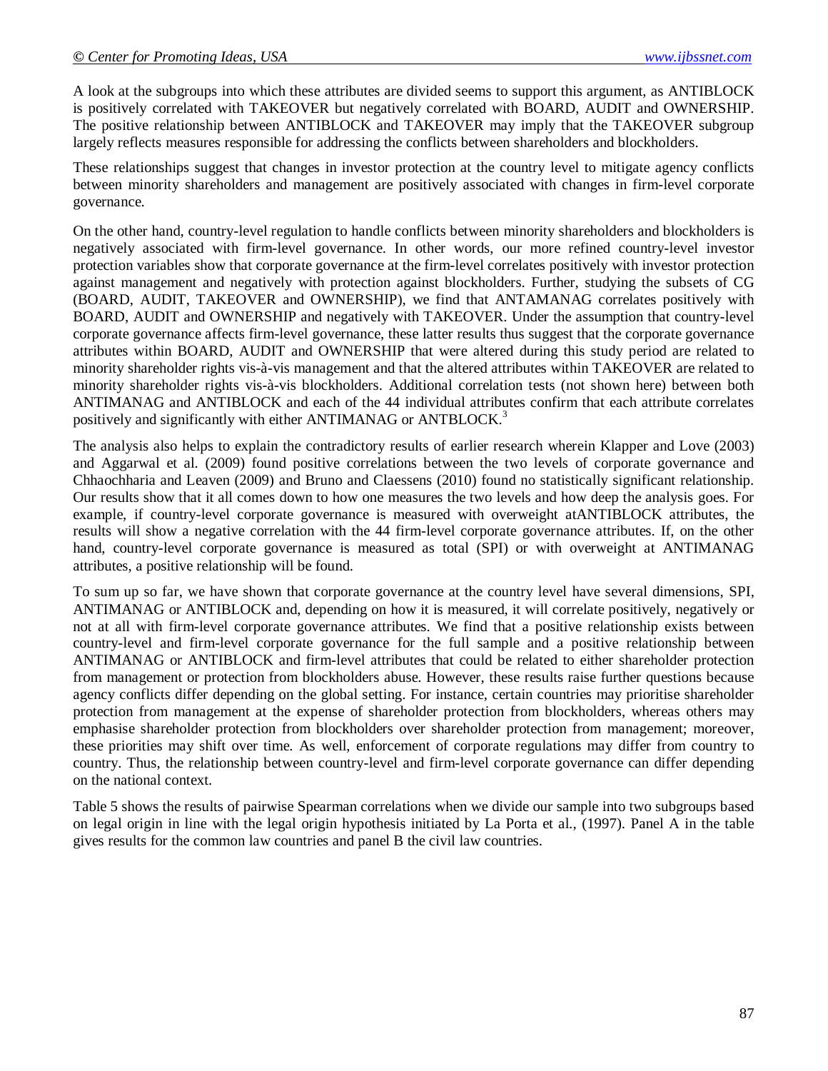A look at the subgroups into which these attributes are divided seems to support this argument, as ANTIBLOCK is positively correlated with TAKEOVER but negatively correlated with BOARD, AUDIT and OWNERSHIP. The positive relationship between ANTIBLOCK and TAKEOVER may imply that the TAKEOVER subgroup largely reflects measures responsible for addressing the conflicts between shareholders and blockholders.

These relationships suggest that changes in investor protection at the country level to mitigate agency conflicts between minority shareholders and management are positively associated with changes in firm-level corporate governance.

On the other hand, country-level regulation to handle conflicts between minority shareholders and blockholders is negatively associated with firm-level governance. In other words, our more refined country-level investor protection variables show that corporate governance at the firm-level correlates positively with investor protection against management and negatively with protection against blockholders. Further, studying the subsets of CG (BOARD, AUDIT, TAKEOVER and OWNERSHIP), we find that ANTAMANAG correlates positively with BOARD, AUDIT and OWNERSHIP and negatively with TAKEOVER. Under the assumption that country-level corporate governance affects firm-level governance, these latter results thus suggest that the corporate governance attributes within BOARD, AUDIT and OWNERSHIP that were altered during this study period are related to minority shareholder rights vis-à-vis management and that the altered attributes within TAKEOVER are related to minority shareholder rights vis-à-vis blockholders. Additional correlation tests (not shown here) between both ANTIMANAG and ANTIBLOCK and each of the 44 individual attributes confirm that each attribute correlates positively and significantly with either ANTIMANAG or ANTBLOCK.[3]

The analysis also helps to explain the contradictory results of earlier research wherein Klapper and Love (2003) and Aggarwal et al. (2009) found positive correlations between the two levels of corporate governance and Chhaochharia and Leaven (2009) and Bruno and Claessens (2010) found no statistically significant relationship. Our results show that it all comes down to how one measures the two levels and how deep the analysis goes. For example, if country-level corporate governance is measured with overweight atANTIBLOCK attributes, the results will show a negative correlation with the 44 firm-level corporate governance attributes. If, on the other hand, country-level corporate governance is measured as total (SPI) or with overweight at ANTIMANAG attributes, a positive relationship will be found.

To sum up so far, we have shown that corporate governance at the country level have several dimensions, SPI, ANTIMANAG or ANTIBLOCK and, depending on how it is measured, it will correlate positively, negatively or not at all with firm-level corporate governance attributes. We find that a positive relationship exists between country-level and firm-level corporate governance for the full sample and a positive relationship between ANTIMANAG or ANTIBLOCK and firm-level attributes that could be related to either shareholder protection from management or protection from blockholders abuse. However, these results raise further questions because agency conflicts differ depending on the global setting. For instance, certain countries may prioritise shareholder protection from management at the expense of shareholder protection from blockholders, whereas others may emphasise shareholder protection from blockholders over shareholder protection from management; moreover, these priorities may shift over time. As well, enforcement of corporate regulations may differ from country to country. Thus, the relationship between country-level and firm-level corporate governance can differ depending on the national context.

Table 5 shows the results of pairwise Spearman correlations when we divide our sample into two subgroups based on legal origin in line with the legal origin hypothesis initiated by La Porta et al., (1997). Panel A in the table gives results for the common law countries and panel B the civil law countries.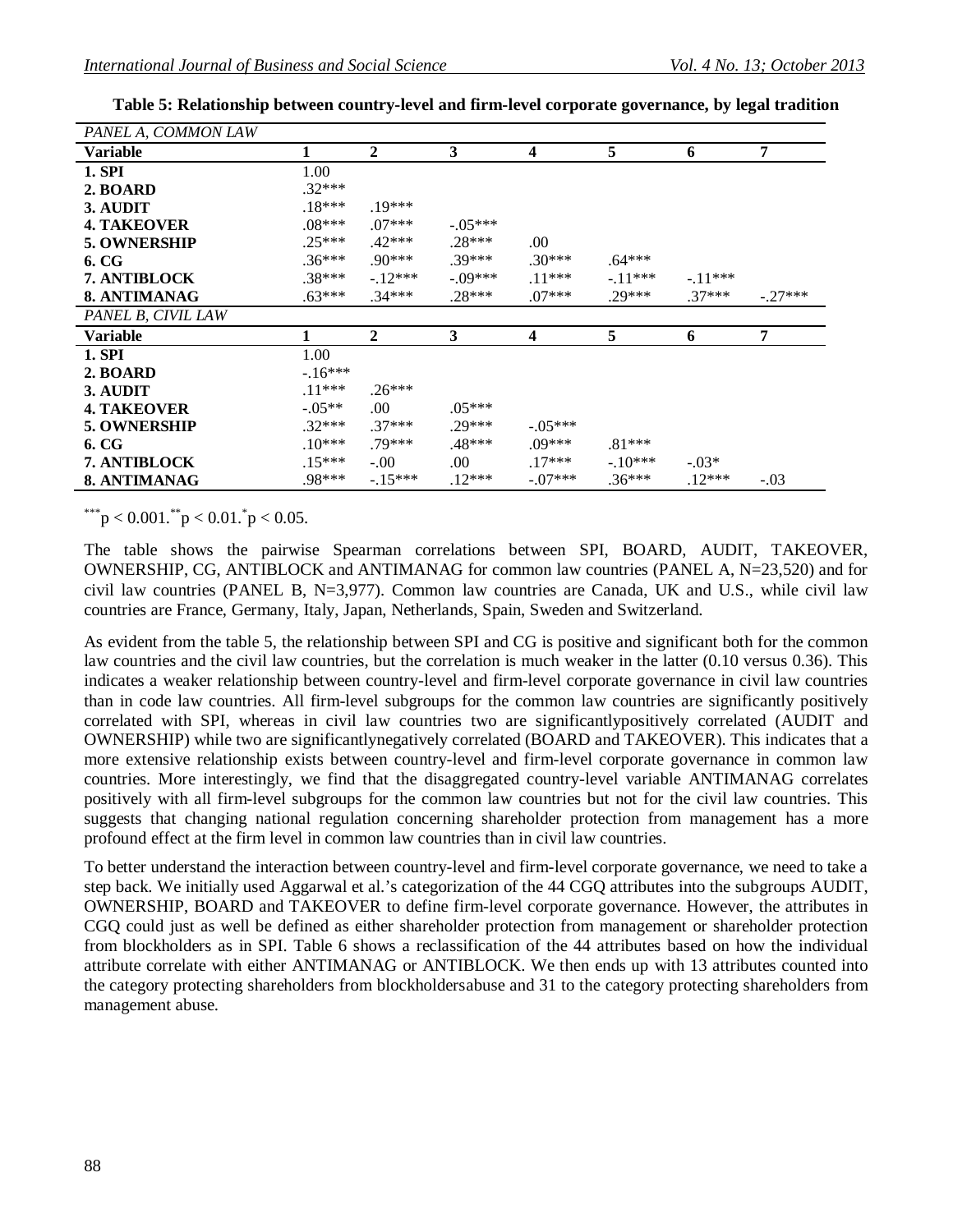**Table 5: Relationship between country-level and firm-level corporate governance, by legal tradition**

| *PANEL A, COMMON LAW* | | | | | | | |
|---|---|---|---|---|---|---|---|
| **Variable** | **1** | **2** | **3** | **4** | **5** | **6** | **7** |
| **1. SPI** | 1.00 | | | | | | |
| **2. BOARD** | .32*** | | | | | | |
| **3. AUDIT** | .18*** | .19*** | | | | | |
| **4. TAKEOVER** | .08*** | .07*** | -.05*** | | | | |
| **5. OWNERSHIP** | .25*** | .42*** | .28*** | .00 | | | |
| **6. CG** | .36*** | .90*** | .39*** | .30*** | .64*** | | |
| **7. ANTIBLOCK** | .38*** | -.12*** | -.09*** | .11*** | -.11*** | -.11*** | |
| **8. ANTIMANAG** | .63*** | .34*** | .28*** | .07*** | .29*** | .37*** | -.27*** |
| *PANEL B, CIVIL LAW* | | | | | | | |
| **Variable** | **1** | **2** | **3** | **4** | **5** | **6** | **7** |
| **1. SPI** | 1.00 | | | | | | |
| **2. BOARD** | -.16*** | | | | | | |
| **3. AUDIT** | .11*** | .26*** | | | | | |
| **4. TAKEOVER** | -.05** | .00 | .05*** | | | | |
| **5. OWNERSHIP** | .32*** | .37*** | .29*** | -.05*** | | | |
| **6. CG** | .10*** | .79*** | .48*** | .09*** | .81*** | | |
| **7. ANTIBLOCK** | .15*** | -.00 | .00 | .17*** | -.10*** | -.03* | |
| **8. ANTIMANAG** | .98*** | -.15*** | .12*** | -.07*** | .36*** | .12*** | -.03 |

***$p < 0.001$. **$p < 0.01$. *$p < 0.05$.

The table shows the pairwise Spearman correlations between SPI, BOARD, AUDIT, TAKEOVER, OWNERSHIP, CG, ANTIBLOCK and ANTIMANAG for common law countries (PANEL A, N=23,520) and for civil law countries (PANEL B, N=3,977). Common law countries are Canada, UK and U.S., while civil law countries are France, Germany, Italy, Japan, Netherlands, Spain, Sweden and Switzerland.

As evident from the table 5, the relationship between SPI and CG is positive and significant both for the common law countries and the civil law countries, but the correlation is much weaker in the latter (0.10 versus 0.36). This indicates a weaker relationship between country-level and firm-level corporate governance in civil law countries than in code law countries. All firm-level subgroups for the common law countries are significantly positively correlated with SPI, whereas in civil law countries two are significantlypositively correlated (AUDIT and OWNERSHIP) while two are significantlynegatively correlated (BOARD and TAKEOVER). This indicates that a more extensive relationship exists between country-level and firm-level corporate governance in common law countries. More interestingly, we find that the disaggregated country-level variable ANTIMANAG correlates positively with all firm-level subgroups for the common law countries but not for the civil law countries. This suggests that changing national regulation concerning shareholder protection from management has a more profound effect at the firm level in common law countries than in civil law countries.

To better understand the interaction between country-level and firm-level corporate governance, we need to take a step back. We initially used Aggarwal et al.'s categorization of the 44 CGQ attributes into the subgroups AUDIT, OWNERSHIP, BOARD and TAKEOVER to define firm-level corporate governance. However, the attributes in CGQ could just as well be defined as either shareholder protection from management or shareholder protection from blockholders as in SPI. Table 6 shows a reclassification of the 44 attributes based on how the individual attribute correlate with either ANTIMANAG or ANTIBLOCK. We then ends up with 13 attributes counted into the category protecting shareholders from blockholdersabuse and 31 to the category protecting shareholders from management abuse.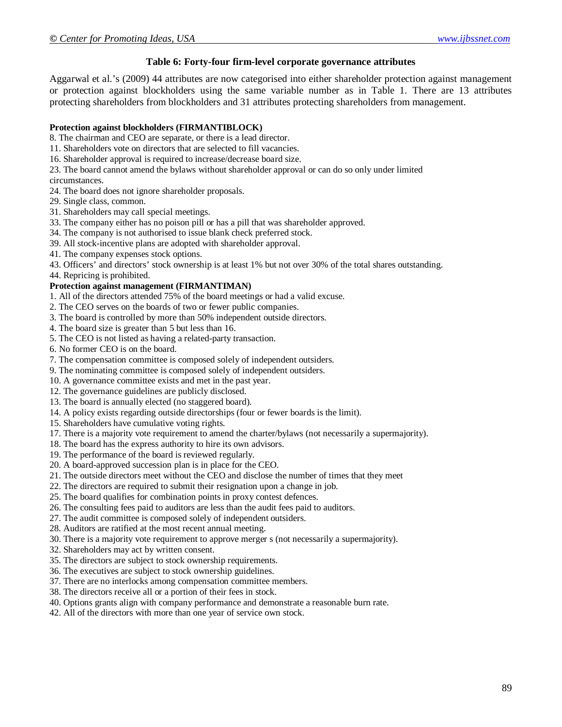### Table 6: Forty-four firm-level corporate governance attributes

Aggarwal et al.'s (2009) 44 attributes are now categorised into either shareholder protection against management or protection against blockholders using the same variable number as in Table 1. There are 13 attributes protecting shareholders from blockholders and 31 attributes protecting shareholders from management.

**Protection against blockholders (FIRMANTIBLOCK)**

8. The chairman and CEO are separate, or there is a lead director.
11. Shareholders vote on directors that are selected to fill vacancies.
16. Shareholder approval is required to increase/decrease board size.
23. The board cannot amend the bylaws without shareholder approval or can do so only under limited circumstances.
24. The board does not ignore shareholder proposals.
29. Single class, common.
31. Shareholders may call special meetings.
33. The company either has no poison pill or has a pill that was shareholder approved.
34. The company is not authorised to issue blank check preferred stock.
39. All stock-incentive plans are adopted with shareholder approval.
41. The company expenses stock options.
43. Officers' and directors' stock ownership is at least 1% but not over 30% of the total shares outstanding.
44. Repricing is prohibited.

**Protection against management (FIRMANTIMAN)**

1. All of the directors attended 75% of the board meetings or had a valid excuse.
2. The CEO serves on the boards of two or fewer public companies.
3. The board is controlled by more than 50% independent outside directors.
4. The board size is greater than 5 but less than 16.
5. The CEO is not listed as having a related-party transaction.
6. No former CEO is on the board.
7. The compensation committee is composed solely of independent outsiders.
9. The nominating committee is composed solely of independent outsiders.
10. A governance committee exists and met in the past year.
12. The governance guidelines are publicly disclosed.
13. The board is annually elected (no staggered board).
14. A policy exists regarding outside directorships (four or fewer boards is the limit).
15. Shareholders have cumulative voting rights.
17. There is a majority vote requirement to amend the charter/bylaws (not necessarily a supermajority).
18. The board has the express authority to hire its own advisors.
19. The performance of the board is reviewed regularly.
20. A board-approved succession plan is in place for the CEO.
21. The outside directors meet without the CEO and disclose the number of times that they meet
22. The directors are required to submit their resignation upon a change in job.
25. The board qualifies for combination points in proxy contest defences.
26. The consulting fees paid to auditors are less than the audit fees paid to auditors.
27. The audit committee is composed solely of independent outsiders.
28. Auditors are ratified at the most recent annual meeting.
30. There is a majority vote requirement to approve merger s (not necessarily a supermajority).
32. Shareholders may act by written consent.
35. The directors are subject to stock ownership requirements.
36. The executives are subject to stock ownership guidelines.
37. There are no interlocks among compensation committee members.
38. The directors receive all or a portion of their fees in stock.
40. Options grants align with company performance and demonstrate a reasonable burn rate.
42. All of the directors with more than one year of service own stock.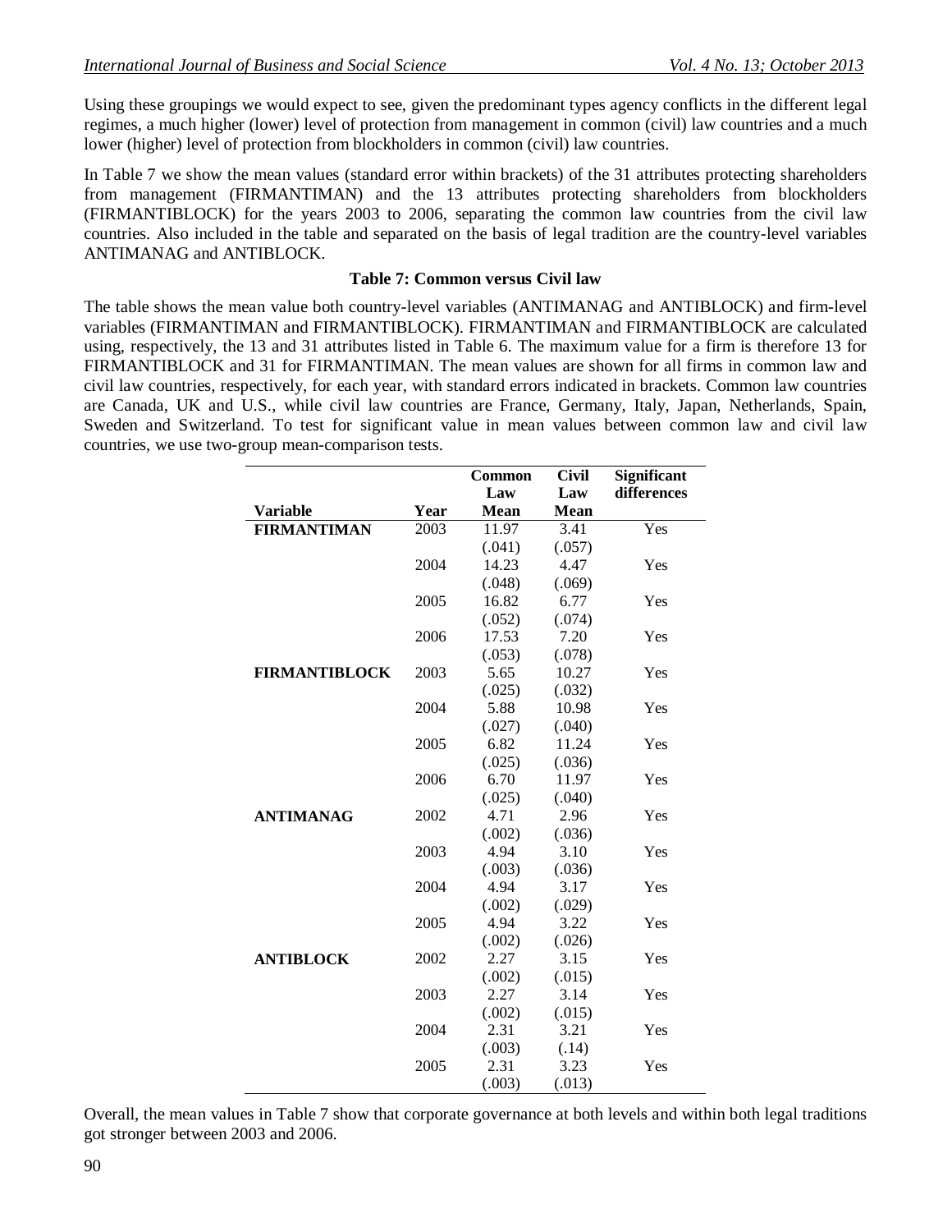Using these groupings we would expect to see, given the predominant types agency conflicts in the different legal regimes, a much higher (lower) level of protection from management in common (civil) law countries and a much lower (higher) level of protection from blockholders in common (civil) law countries.

In Table 7 we show the mean values (standard error within brackets) of the 31 attributes protecting shareholders from management (FIRMANTIMAN) and the 13 attributes protecting shareholders from blockholders (FIRMANTIBLOCK) for the years 2003 to 2006, separating the common law countries from the civil law countries. Also included in the table and separated on the basis of legal tradition are the country-level variables ANTIMANAG and ANTIBLOCK.

**Table 7: Common versus Civil law**

The table shows the mean value both country-level variables (ANTIMANAG and ANTIBLOCK) and firm-level variables (FIRMANTIMAN and FIRMANTIBLOCK). FIRMANTIMAN and FIRMANTIBLOCK are calculated using, respectively, the 13 and 31 attributes listed in Table 6. The maximum value for a firm is therefore 13 for FIRMANTIBLOCK and 31 for FIRMANTIMAN. The mean values are shown for all firms in common law and civil law countries, respectively, for each year, with standard errors indicated in brackets. Common law countries are Canada, UK and U.S., while civil law countries are France, Germany, Italy, Japan, Netherlands, Spain, Sweden and Switzerland. To test for significant value in mean values between common law and civil law countries, we use two-group mean-comparison tests.

| Variable | Year | Common Law Mean | Civil Law Mean | Significant differences |
|---|---|---|---|---|
| **FIRMANTIMAN** | 2003 | 11.97 | 3.41 | Yes |
| | | (.041) | (.057) | |
| | 2004 | 14.23 | 4.47 | Yes |
| | | (.048) | (.069) | |
| | 2005 | 16.82 | 6.77 | Yes |
| | | (.052) | (.074) | |
| | 2006 | 17.53 | 7.20 | Yes |
| | | (.053) | (.078) | |
| **FIRMANTIBLOCK** | 2003 | 5.65 | 10.27 | Yes |
| | | (.025) | (.032) | |
| | 2004 | 5.88 | 10.98 | Yes |
| | | (.027) | (.040) | |
| | 2005 | 6.82 | 11.24 | Yes |
| | | (.025) | (.036) | |
| | 2006 | 6.70 | 11.97 | Yes |
| | | (.025) | (.040) | |
| **ANTIMANAG** | 2002 | 4.71 | 2.96 | Yes |
| | | (.002) | (.036) | |
| | 2003 | 4.94 | 3.10 | Yes |
| | | (.003) | (.036) | |
| | 2004 | 4.94 | 3.17 | Yes |
| | | (.002) | (.029) | |
| | 2005 | 4.94 | 3.22 | Yes |
| | | (.002) | (.026) | |
| **ANTIBLOCK** | 2002 | 2.27 | 3.15 | Yes |
| | | (.002) | (.015) | |
| | 2003 | 2.27 | 3.14 | Yes |
| | | (.002) | (.015) | |
| | 2004 | 2.31 | 3.21 | Yes |
| | | (.003) | (.14) | |
| | 2005 | 2.31 | 3.23 | Yes |
| | | (.003) | (.013) | |

Overall, the mean values in Table 7 show that corporate governance at both levels and within both legal traditions got stronger between 2003 and 2006.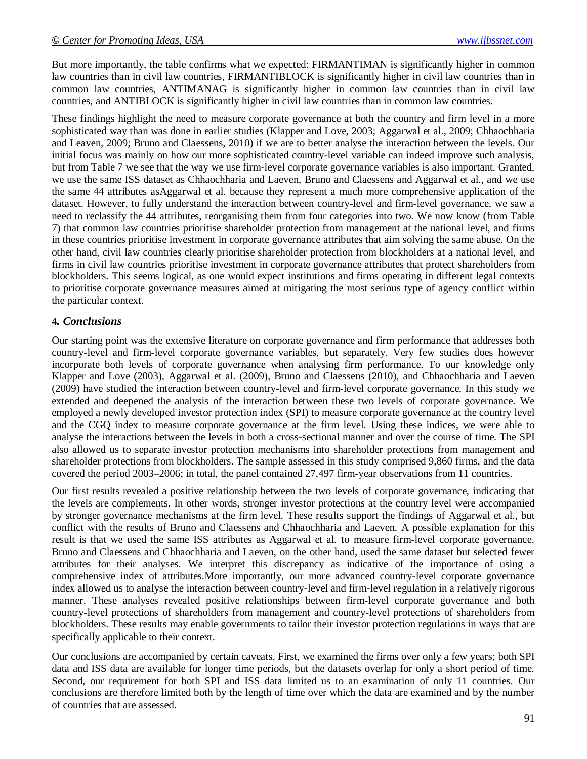But more importantly, the table confirms what we expected: FIRMANTIMAN is significantly higher in common law countries than in civil law countries, FIRMANTIBLOCK is significantly higher in civil law countries than in common law countries, ANTIMANAG is significantly higher in common law countries than in civil law countries, and ANTIBLOCK is significantly higher in civil law countries than in common law countries.

These findings highlight the need to measure corporate governance at both the country and firm level in a more sophisticated way than was done in earlier studies (Klapper and Love, 2003; Aggarwal et al., 2009; Chhaochharia and Leaven, 2009; Bruno and Claessens, 2010) if we are to better analyse the interaction between the levels. Our initial focus was mainly on how our more sophisticated country-level variable can indeed improve such analysis, but from Table 7 we see that the way we use firm-level corporate governance variables is also important. Granted, we use the same ISS dataset as Chhaochharia and Laeven, Bruno and Claessens and Aggarwal et al., and we use the same 44 attributes asAggarwal et al. because they represent a much more comprehensive application of the dataset. However, to fully understand the interaction between country-level and firm-level governance, we saw a need to reclassify the 44 attributes, reorganising them from four categories into two. We now know (from Table 7) that common law countries prioritise shareholder protection from management at the national level, and firms in these countries prioritise investment in corporate governance attributes that aim solving the same abuse. On the other hand, civil law countries clearly prioritise shareholder protection from blockholders at a national level, and firms in civil law countries prioritise investment in corporate governance attributes that protect shareholders from blockholders. This seems logical, as one would expect institutions and firms operating in different legal contexts to prioritise corporate governance measures aimed at mitigating the most serious type of agency conflict within the particular context.

## 4. *Conclusions*

Our starting point was the extensive literature on corporate governance and firm performance that addresses both country-level and firm-level corporate governance variables, but separately. Very few studies does however incorporate both levels of corporate governance when analysing firm performance. To our knowledge only Klapper and Love (2003), Aggarwal et al. (2009), Bruno and Claessens (2010), and Chhaochharia and Laeven (2009) have studied the interaction between country-level and firm-level corporate governance. In this study we extended and deepened the analysis of the interaction between these two levels of corporate governance. We employed a newly developed investor protection index (SPI) to measure corporate governance at the country level and the CGQ index to measure corporate governance at the firm level. Using these indices, we were able to analyse the interactions between the levels in both a cross-sectional manner and over the course of time. The SPI also allowed us to separate investor protection mechanisms into shareholder protections from management and shareholder protections from blockholders. The sample assessed in this study comprised 9,860 firms, and the data covered the period 2003–2006; in total, the panel contained 27,497 firm-year observations from 11 countries.

Our first results revealed a positive relationship between the two levels of corporate governance, indicating that the levels are complements. In other words, stronger investor protections at the country level were accompanied by stronger governance mechanisms at the firm level. These results support the findings of Aggarwal et al., but conflict with the results of Bruno and Claessens and Chhaochharia and Laeven. A possible explanation for this result is that we used the same ISS attributes as Aggarwal et al. to measure firm-level corporate governance. Bruno and Claessens and Chhaochharia and Laeven, on the other hand, used the same dataset but selected fewer attributes for their analyses. We interpret this discrepancy as indicative of the importance of using a comprehensive index of attributes.More importantly, our more advanced country-level corporate governance index allowed us to analyse the interaction between country-level and firm-level regulation in a relatively rigorous manner. These analyses revealed positive relationships between firm-level corporate governance and both country-level protections of shareholders from management and country-level protections of shareholders from blockholders. These results may enable governments to tailor their investor protection regulations in ways that are specifically applicable to their context.

Our conclusions are accompanied by certain caveats. First, we examined the firms over only a few years; both SPI data and ISS data are available for longer time periods, but the datasets overlap for only a short period of time. Second, our requirement for both SPI and ISS data limited us to an examination of only 11 countries. Our conclusions are therefore limited both by the length of time over which the data are examined and by the number of countries that are assessed.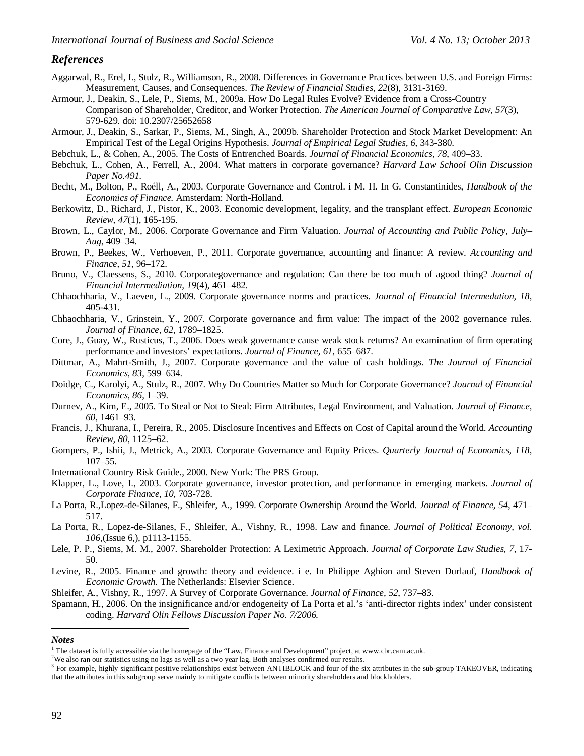### *References*

Aggarwal, R., Erel, I., Stulz, R., Williamson, R., 2008. Differences in Governance Practices between U.S. and Foreign Firms: Measurement, Causes, and Consequences. *The Review of Financial Studies, 22*(8), 3131-3169.

Armour, J., Deakin, S., Lele, P., Siems, M., 2009a. How Do Legal Rules Evolve? Evidence from a Cross-Country Comparison of Shareholder, Creditor, and Worker Protection. *The American Journal of Comparative Law, 57*(3), 579-629. doi: 10.2307/25652658

Armour, J., Deakin, S., Sarkar, P., Siems, M., Singh, A., 2009b. Shareholder Protection and Stock Market Development: An Empirical Test of the Legal Origins Hypothesis. *Journal of Empirical Legal Studies, 6*, 343-380.

Bebchuk, L., & Cohen, A., 2005. The Costs of Entrenched Boards. *Journal of Financial Economics, 78*, 409–33.

Bebchuk, L., Cohen, A., Ferrell, A., 2004. What matters in corporate governance? *Harvard Law School Olin Discussion Paper No.491.*

Becht, M., Bolton, P., Roéll, A., 2003. Corporate Governance and Control. i M. H. In G. Constantinides, *Handbook of the Economics of Finance.* Amsterdam: North-Holland.

Berkowitz, D., Richard, J., Pistor, K., 2003. Economic development, legality, and the transplant effect. *European Economic Review, 47*(1), 165-195.

Brown, L., Caylor, M., 2006. Corporate Governance and Firm Valuation. *Journal of Accounting and Public Policy, July–Aug*, 409–34.

Brown, P., Beekes, W., Verhoeven, P., 2011. Corporate governance, accounting and finance: A review. *Accounting and Finance, 51*, 96–172.

Bruno, V., Claessens, S., 2010. Corporategovernance and regulation: Can there be too much of agood thing? *Journal of Financial Intermediation, 19*(4), 461–482.

Chhaochharia, V., Laeven, L., 2009. Corporate governance norms and practices. *Journal of Financial Intermedation, 18*, 405-431.

Chhaochharia, V., Grinstein, Y., 2007. Corporate governance and firm value: The impact of the 2002 governance rules. *Journal of Finance, 62*, 1789–1825.

Core, J., Guay, W., Rusticus, T., 2006. Does weak governance cause weak stock returns? An examination of firm operating performance and investors' expectations. *Journal of Finance, 61*, 655–687.

Dittmar, A., Mahrt-Smith, J., 2007. Corporate governance and the value of cash holdings. *The Journal of Financial Economics, 83*, 599–634.

Doidge, C., Karolyi, A., Stulz, R., 2007. Why Do Countries Matter so Much for Corporate Governance? *Journal of Financial Economics, 86*, 1–39.

Durnev, A., Kim, E., 2005. To Steal or Not to Steal: Firm Attributes, Legal Environment, and Valuation. *Journal of Finance, 60*, 1461–93.

Francis, J., Khurana, I., Pereira, R., 2005. Disclosure Incentives and Effects on Cost of Capital around the World. *Accounting Review, 80*, 1125–62.

Gompers, P., Ishii, J., Metrick, A., 2003. Corporate Governance and Equity Prices. *Quarterly Journal of Economics, 118*, 107–55.

International Country Risk Guide., 2000. New York: The PRS Group.

Klapper, L., Love, I., 2003. Corporate governance, investor protection, and performance in emerging markets. *Journal of Corporate Finance, 10*, 703-728.

La Porta, R.,Lopez-de-Silanes, F., Shleifer, A., 1999. Corporate Ownership Around the World. *Journal of Finance, 54*, 471–517.

La Porta, R., Lopez-de-Silanes, F., Shleifer, A., Vishny, R., 1998. Law and finance. *Journal of Political Economy, vol. 106*,(Issue 6,), p1113-1155.

Lele, P. P., Siems, M. M., 2007. Shareholder Protection: A Leximetric Approach. *Journal of Corporate Law Studies, 7*, 17-50.

Levine, R., 2005. Finance and growth: theory and evidence. i e. In Philippe Aghion and Steven Durlauf, *Handbook of Economic Growth.* The Netherlands: Elsevier Science.

Shleifer, A., Vishny, R., 1997. A Survey of Corporate Governance. *Journal of Finance, 52*, 737–83.

Spamann, H., 2006. On the insignificance and/or endogeneity of La Porta et al.'s 'anti-director rights index' under consistent coding. *Harvard Olin Fellows Discussion Paper No. 7/2006.*

---

### *Notes*

[1] The dataset is fully accessible via the homepage of the "Law, Finance and Development" project, at www.cbr.cam.ac.uk.

[2] We also ran our statistics using no lags as well as a two year lag. Both analyses confirmed our results.

[3] For example, highly significant positive relationships exist between ANTIBLOCK and four of the six attributes in the sub-group TAKEOVER, indicating that the attributes in this subgroup serve mainly to mitigate conflicts between minority shareholders and blockholders.